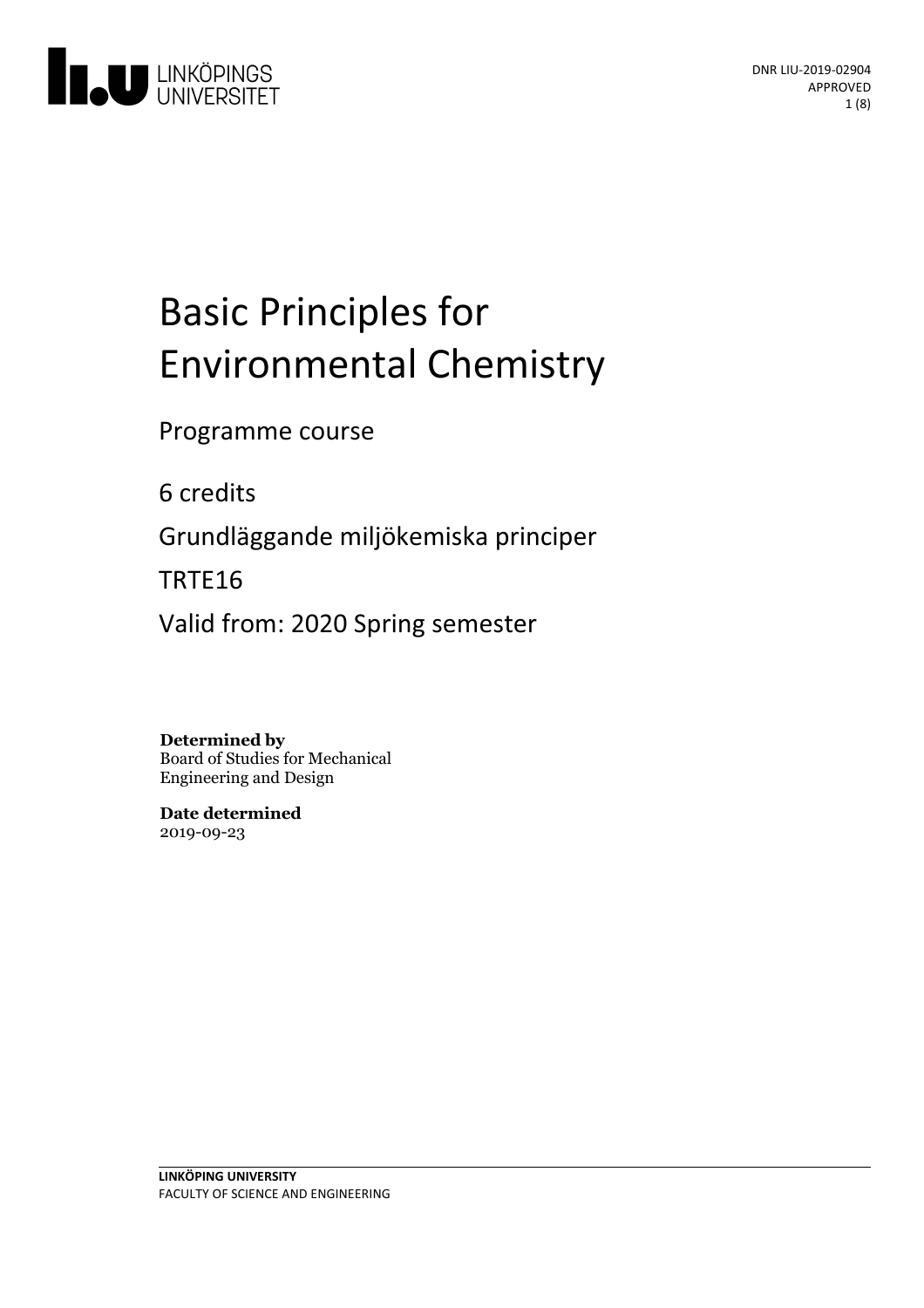DNR LIU-2019-02904
APPROVED

# Basic Principles for Environmental Chemistry

Programme course

6 credits

Grundläggande miljökemiska principer

TRTE16

Valid from: 2020 Spring semester

**Determined by**
Board of Studies for Mechanical Engineering and Design

**Date determined**
2019-09-23

**LINKÖPING UNIVERSITY**
FACULTY OF SCIENCE AND ENGINEERING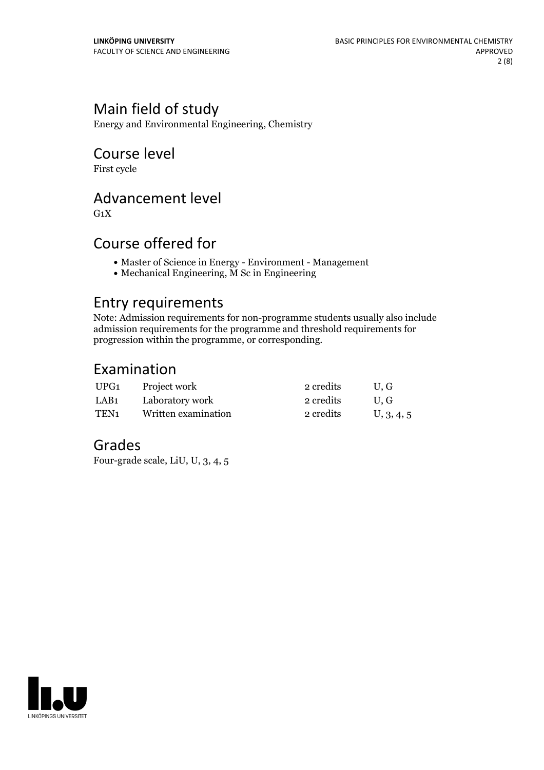## Main field of study

Energy and Environmental Engineering, Chemistry

## Course level

First cycle

## Advancement level

G1X

## Course offered for

- Master of Science in Energy - Environment - Management
- Mechanical Engineering, M Sc in Engineering

## Entry requirements

Note: Admission requirements for non-programme students usually also include admission requirements for the programme and threshold requirements for progression within the programme, or corresponding.

## Examination

| | | | |
|---|---|---|---|
| UPG1 | Project work | 2 credits | U, G |
| LAB1 | Laboratory work | 2 credits | U, G |
| TEN1 | Written examination | 2 credits | U, 3, 4, 5 |

## Grades

Four-grade scale, LiU, U, 3, 4, 5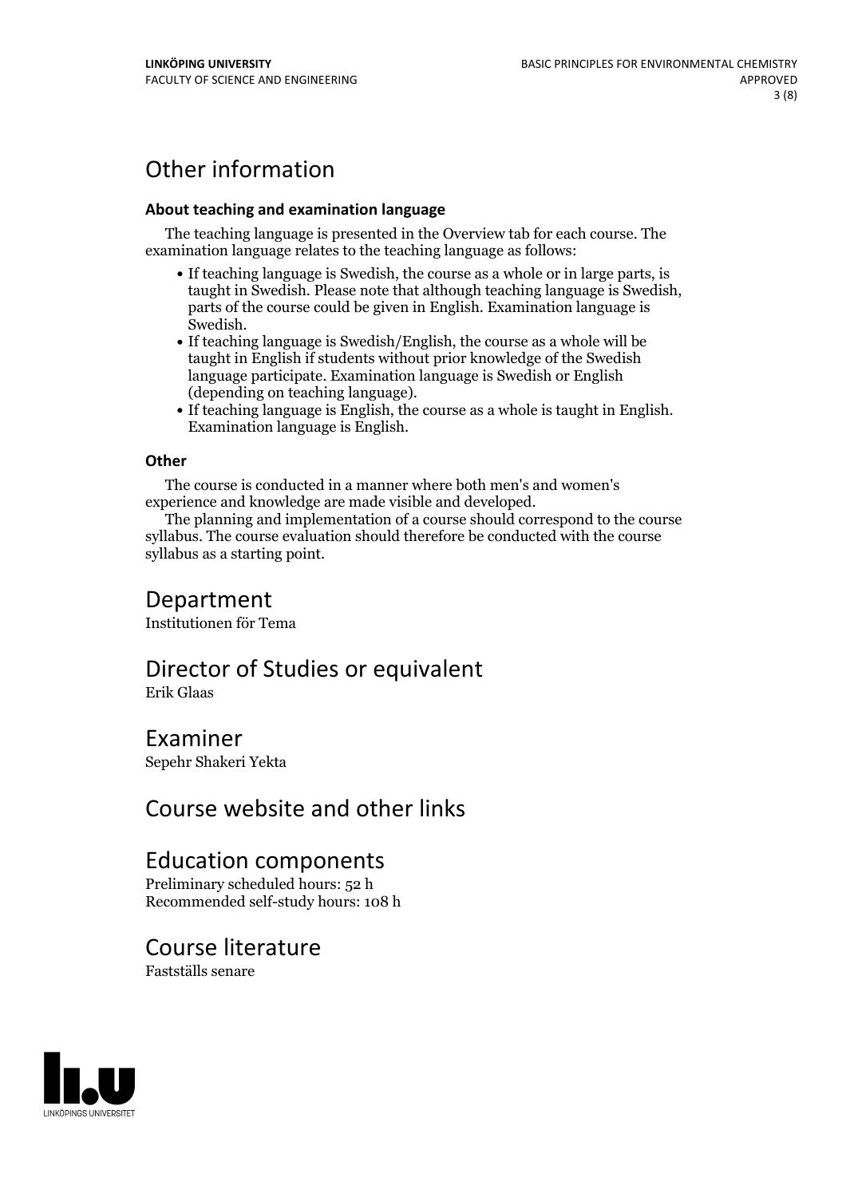# Other information

### About teaching and examination language

The teaching language is presented in the Overview tab for each course. The examination language relates to the teaching language as follows:

- If teaching language is Swedish, the course as a whole or in large parts, is taught in Swedish. Please note that although teaching language is Swedish, parts of the course could be given in English. Examination language is Swedish.
- If teaching language is Swedish/English, the course as a whole will be taught in English if students without prior knowledge of the Swedish language participate. Examination language is Swedish or English (depending on teaching language).
- If teaching language is English, the course as a whole is taught in English. Examination language is English.

### Other

The course is conducted in a manner where both men's and women's experience and knowledge are made visible and developed.

The planning and implementation of a course should correspond to the course syllabus. The course evaluation should therefore be conducted with the course syllabus as a starting point.

# Department

Institutionen för Tema

# Director of Studies or equivalent

Erik Glaas

# Examiner

Sepehr Shakeri Yekta

# Course website and other links

# Education components

Preliminary scheduled hours: 52 h
Recommended self-study hours: 108 h

# Course literature

Fastställs senare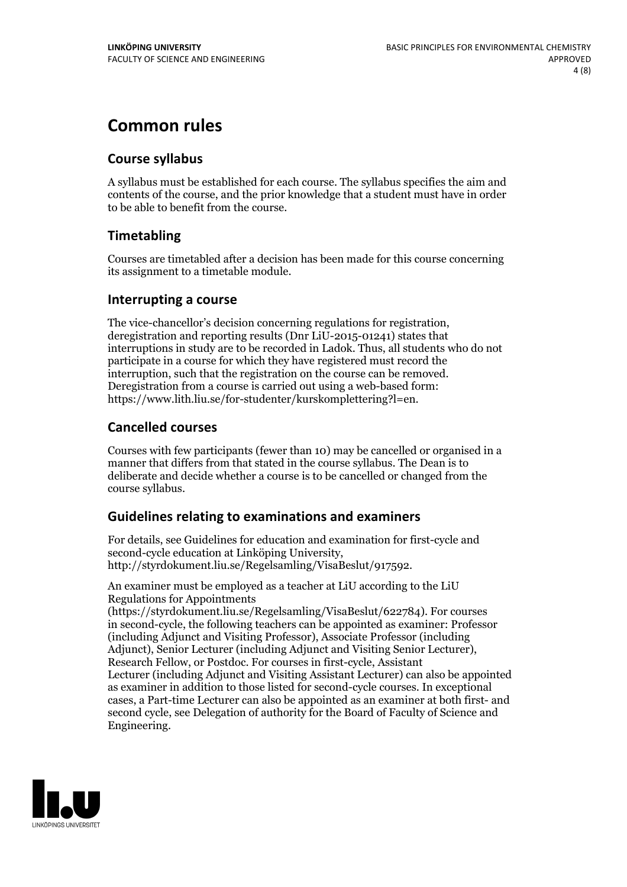# Common rules

## Course syllabus

A syllabus must be established for each course. The syllabus specifies the aim and contents of the course, and the prior knowledge that a student must have in order to be able to benefit from the course.

## Timetabling

Courses are timetabled after a decision has been made for this course concerning its assignment to a timetable module.

## Interrupting a course

The vice-chancellor's decision concerning regulations for registration, deregistration and reporting results (Dnr LiU-2015-01241) states that interruptions in study are to be recorded in Ladok. Thus, all students who do not participate in a course for which they have registered must record the interruption, such that the registration on the course can be removed. Deregistration from a course is carried out using a web-based form: https://www.lith.liu.se/for-studenter/kurskomplettering?l=en.

## Cancelled courses

Courses with few participants (fewer than 10) may be cancelled or organised in a manner that differs from that stated in the course syllabus. The Dean is to deliberate and decide whether a course is to be cancelled or changed from the course syllabus.

## Guidelines relating to examinations and examiners

For details, see Guidelines for education and examination for first-cycle and second-cycle education at Linköping University, http://styrdokument.liu.se/Regelsamling/VisaBeslut/917592.

An examiner must be employed as a teacher at LiU according to the LiU Regulations for Appointments (https://styrdokument.liu.se/Regelsamling/VisaBeslut/622784). For courses in second-cycle, the following teachers can be appointed as examiner: Professor (including Adjunct and Visiting Professor), Associate Professor (including Adjunct), Senior Lecturer (including Adjunct and Visiting Senior Lecturer), Research Fellow, or Postdoc. For courses in first-cycle, Assistant Lecturer (including Adjunct and Visiting Assistant Lecturer) can also be appointed as examiner in addition to those listed for second-cycle courses. In exceptional cases, a Part-time Lecturer can also be appointed as an examiner at both first- and second cycle, see Delegation of authority for the Board of Faculty of Science and Engineering.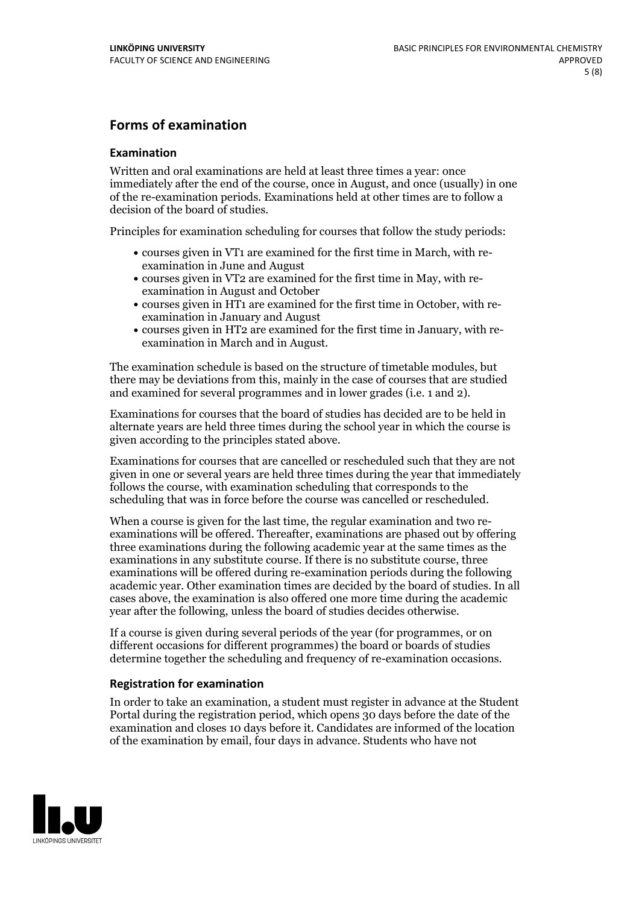## Forms of examination

### Examination

Written and oral examinations are held at least three times a year: once immediately after the end of the course, once in August, and once (usually) in one of the re-examination periods. Examinations held at other times are to follow a decision of the board of studies.

Principles for examination scheduling for courses that follow the study periods:

- courses given in VT1 are examined for the first time in March, with re-examination in June and August
- courses given in VT2 are examined for the first time in May, with re-examination in August and October
- courses given in HT1 are examined for the first time in October, with re-examination in January and August
- courses given in HT2 are examined for the first time in January, with re-examination in March and in August.

The examination schedule is based on the structure of timetable modules, but there may be deviations from this, mainly in the case of courses that are studied and examined for several programmes and in lower grades (i.e. 1 and 2).

Examinations for courses that the board of studies has decided are to be held in alternate years are held three times during the school year in which the course is given according to the principles stated above.

Examinations for courses that are cancelled or rescheduled such that they are not given in one or several years are held three times during the year that immediately follows the course, with examination scheduling that corresponds to the scheduling that was in force before the course was cancelled or rescheduled.

When a course is given for the last time, the regular examination and two re-examinations will be offered. Thereafter, examinations are phased out by offering three examinations during the following academic year at the same times as the examinations in any substitute course. If there is no substitute course, three examinations will be offered during re-examination periods during the following academic year. Other examination times are decided by the board of studies. In all cases above, the examination is also offered one more time during the academic year after the following, unless the board of studies decides otherwise.

If a course is given during several periods of the year (for programmes, or on different occasions for different programmes) the board or boards of studies determine together the scheduling and frequency of re-examination occasions.

### Registration for examination

In order to take an examination, a student must register in advance at the Student Portal during the registration period, which opens 30 days before the date of the examination and closes 10 days before it. Candidates are informed of the location of the examination by email, four days in advance. Students who have not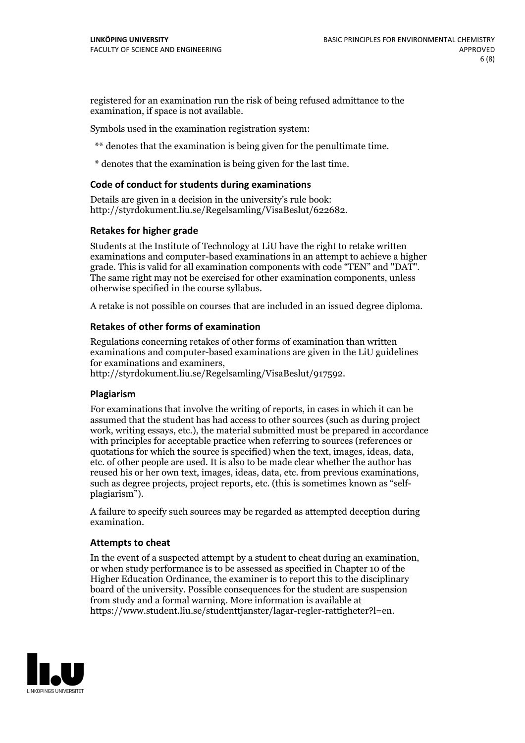registered for an examination run the risk of being refused admittance to the examination, if space is not available.

Symbols used in the examination registration system:

** denotes that the examination is being given for the penultimate time.

* denotes that the examination is being given for the last time.

### Code of conduct for students during examinations

Details are given in a decision in the university's rule book: http://styrdokument.liu.se/Regelsamling/VisaBeslut/622682.

### Retakes for higher grade

Students at the Institute of Technology at LiU have the right to retake written examinations and computer-based examinations in an attempt to achieve a higher grade. This is valid for all examination components with code "TEN" and "DAT". The same right may not be exercised for other examination components, unless otherwise specified in the course syllabus.

A retake is not possible on courses that are included in an issued degree diploma.

### Retakes of other forms of examination

Regulations concerning retakes of other forms of examination than written examinations and computer-based examinations are given in the LiU guidelines for examinations and examiners, http://styrdokument.liu.se/Regelsamling/VisaBeslut/917592.

### Plagiarism

For examinations that involve the writing of reports, in cases in which it can be assumed that the student has had access to other sources (such as during project work, writing essays, etc.), the material submitted must be prepared in accordance with principles for acceptable practice when referring to sources (references or quotations for which the source is specified) when the text, images, ideas, data, etc. of other people are used. It is also to be made clear whether the author has reused his or her own text, images, ideas, data, etc. from previous examinations, such as degree projects, project reports, etc. (this is sometimes known as "self-plagiarism").

A failure to specify such sources may be regarded as attempted deception during examination.

### Attempts to cheat

In the event of a suspected attempt by a student to cheat during an examination, or when study performance is to be assessed as specified in Chapter 10 of the Higher Education Ordinance, the examiner is to report this to the disciplinary board of the university. Possible consequences for the student are suspension from study and a formal warning. More information is available at https://www.student.liu.se/studenttjanster/lagar-regler-rattigheter?l=en.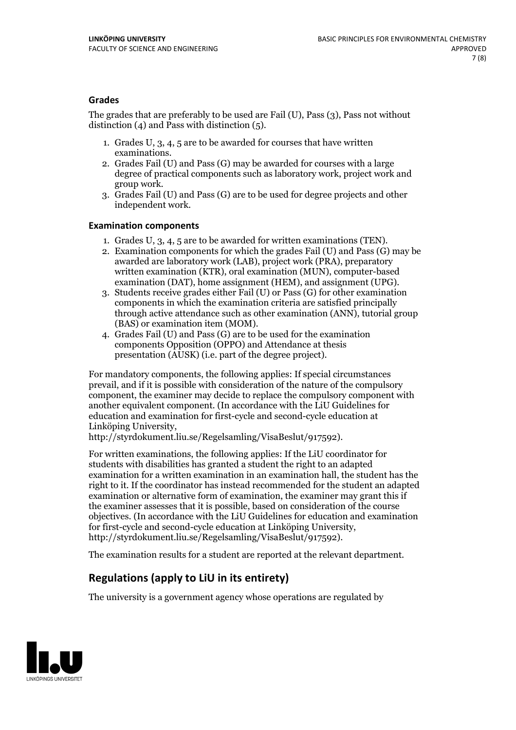### Grades

The grades that are preferably to be used are Fail (U), Pass (3), Pass not without distinction (4) and Pass with distinction (5).

1. Grades U, 3, 4, 5 are to be awarded for courses that have written examinations.
2. Grades Fail (U) and Pass (G) may be awarded for courses with a large degree of practical components such as laboratory work, project work and group work.
3. Grades Fail (U) and Pass (G) are to be used for degree projects and other independent work.

### Examination components

1. Grades U, 3, 4, 5 are to be awarded for written examinations (TEN).
2. Examination components for which the grades Fail (U) and Pass (G) may be awarded are laboratory work (LAB), project work (PRA), preparatory written examination (KTR), oral examination (MUN), computer-based examination (DAT), home assignment (HEM), and assignment (UPG).
3. Students receive grades either Fail (U) or Pass (G) for other examination components in which the examination criteria are satisfied principally through active attendance such as other examination (ANN), tutorial group (BAS) or examination item (MOM).
4. Grades Fail (U) and Pass (G) are to be used for the examination components Opposition (OPPO) and Attendance at thesis presentation (AUSK) (i.e. part of the degree project).

For mandatory components, the following applies: If special circumstances prevail, and if it is possible with consideration of the nature of the compulsory component, the examiner may decide to replace the compulsory component with another equivalent component. (In accordance with the LiU Guidelines for education and examination for first-cycle and second-cycle education at Linköping University, http://styrdokument.liu.se/Regelsamling/VisaBeslut/917592).

For written examinations, the following applies: If the LiU coordinator for students with disabilities has granted a student the right to an adapted examination for a written examination in an examination hall, the student has the right to it. If the coordinator has instead recommended for the student an adapted examination or alternative form of examination, the examiner may grant this if the examiner assesses that it is possible, based on consideration of the course objectives. (In accordance with the LiU Guidelines for education and examination for first-cycle and second-cycle education at Linköping University, http://styrdokument.liu.se/Regelsamling/VisaBeslut/917592).

The examination results for a student are reported at the relevant department.

## Regulations (apply to LiU in its entirety)

The university is a government agency whose operations are regulated by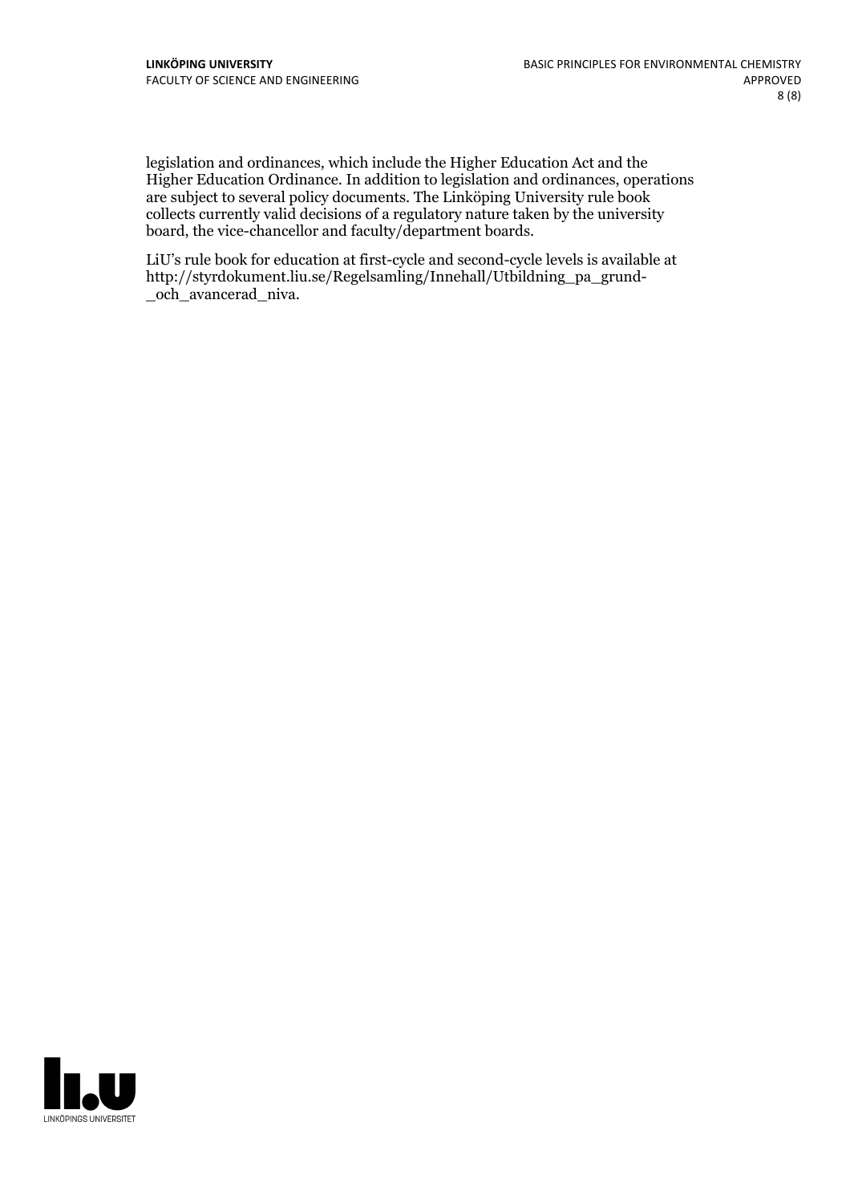legislation and ordinances, which include the Higher Education Act and the Higher Education Ordinance. In addition to legislation and ordinances, operations are subject to several policy documents. The Linköping University rule book collects currently valid decisions of a regulatory nature taken by the university board, the vice-chancellor and faculty/department boards.

LiU's rule book for education at first-cycle and second-cycle levels is available at http://styrdokument.liu.se/Regelsamling/Innehall/Utbildning_pa_grund-_och_avancerad_niva.